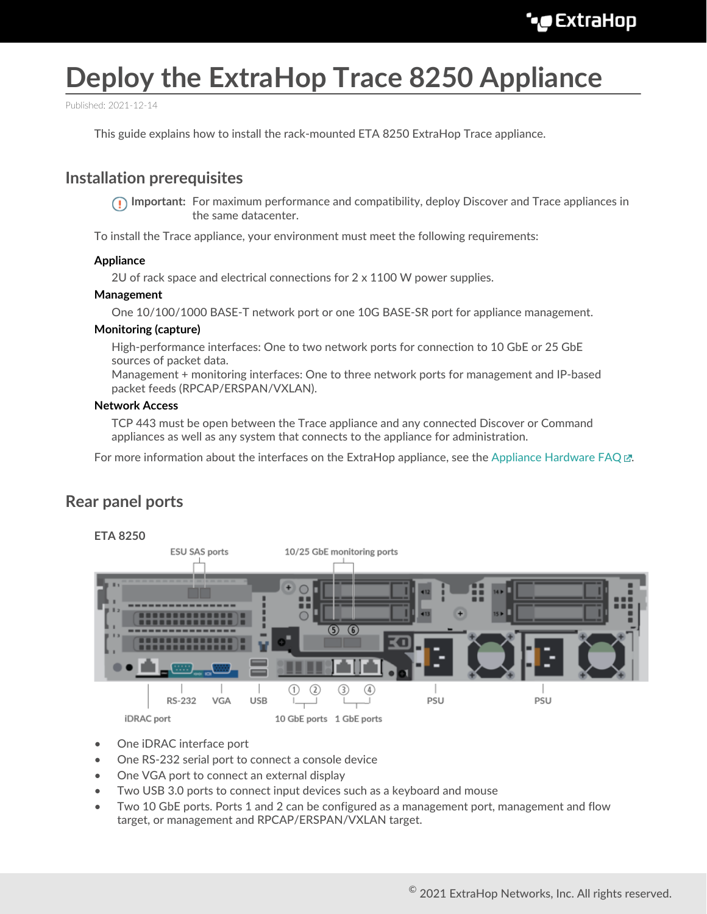# Deploy the ExtraHop Trace 8250 Appliance

Published: 2021-12-14

This guide explains how to install the rack-mounted ETA 8250 ExtraHop Trace appliance.

## Installation prerequisites

> **Important:** For maximum performance and compatibility, deploy Discover and Trace appliances in the same datacenter.

To install the Trace appliance, your environment must meet the following requirements:

**Appliance**

2U of rack space and electrical connections for 2 x 1100 W power supplies.

**Management**

One 10/100/1000 BASE-T network port or one 10G BASE-SR port for appliance management.

**Monitoring (capture)**

High-performance interfaces: One to two network ports for connection to 10 GbE or 25 GbE sources of packet data.
Management + monitoring interfaces: One to three network ports for management and IP-based packet feeds (RPCAP/ERSPAN/VXLAN).

**Network Access**

TCP 443 must be open between the Trace appliance and any connected Discover or Command appliances as well as any system that connects to the appliance for administration.

For more information about the interfaces on the ExtraHop appliance, see the Appliance Hardware FAQ.

## Rear panel ports

**ETA 8250**

- One iDRAC interface port
- One RS-232 serial port to connect a console device
- One VGA port to connect an external display
- Two USB 3.0 ports to connect input devices such as a keyboard and mouse
- Two 10 GbE ports. Ports 1 and 2 can be configured as a management port, management and flow target, or management and RPCAP/ERSPAN/VXLAN target.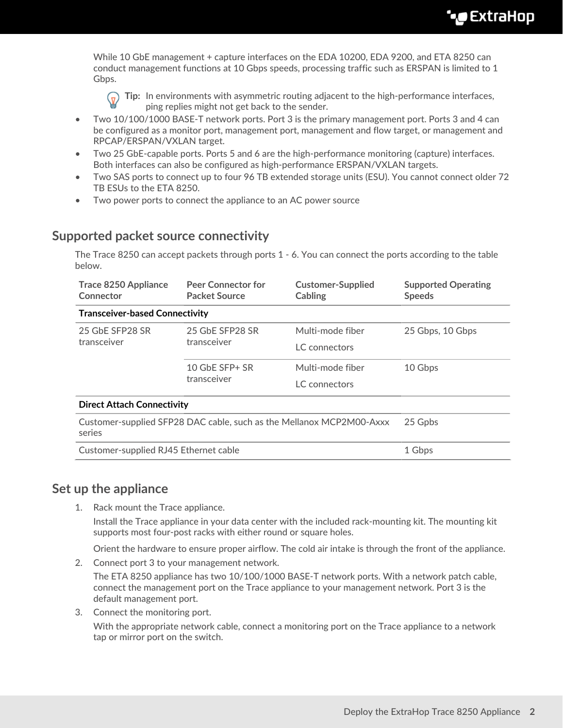While 10 GbE management + capture interfaces on the EDA 10200, EDA 9200, and ETA 8250 can conduct management functions at 10 Gbps speeds, processing traffic such as ERSPAN is limited to 1 Gbps.

**Tip:** In environments with asymmetric routing adjacent to the high-performance interfaces, ping replies might not get back to the sender.

- Two 10/100/1000 BASE-T network ports. Port 3 is the primary management port. Ports 3 and 4 can be configured as a monitor port, management port, management and flow target, or management and RPCAP/ERSPAN/VXLAN target.
- Two 25 GbE-capable ports. Ports 5 and 6 are the high-performance monitoring (capture) interfaces. Both interfaces can also be configured as high-performance ERSPAN/VXLAN targets.
- Two SAS ports to connect up to four 96 TB extended storage units (ESU). You cannot connect older 72 TB ESUs to the ETA 8250.
- Two power ports to connect the appliance to an AC power source

## Supported packet source connectivity

The Trace 8250 can accept packets through ports 1 - 6. You can connect the ports according to the table below.

| Trace 8250 Appliance Connector | Peer Connector for Packet Source | Customer-Supplied Cabling | Supported Operating Speeds |
|---|---|---|---|
| **Transceiver-based Connectivity** | | | |
| 25 GbE SFP28 SR transceiver | 25 GbE SFP28 SR transceiver | Multi-mode fiber<br>LC connectors | 25 Gbps, 10 Gbps |
| | 10 GbE SFP+ SR transceiver | Multi-mode fiber<br>LC connectors | 10 Gbps |
| **Direct Attach Connectivity** | | | |
| Customer-supplied SFP28 DAC cable, such as the Mellanox MCP2M00-Axxx series | | | 25 Gpbs |
| Customer-supplied RJ45 Ethernet cable | | | 1 Gbps |

## Set up the appliance

1. Rack mount the Trace appliance.

   Install the Trace appliance in your data center with the included rack-mounting kit. The mounting kit supports most four-post racks with either round or square holes.

   Orient the hardware to ensure proper airflow. The cold air intake is through the front of the appliance.

2. Connect port 3 to your management network.

   The ETA 8250 appliance has two 10/100/1000 BASE-T network ports. With a network patch cable, connect the management port on the Trace appliance to your management network. Port 3 is the default management port.

3. Connect the monitoring port.

   With the appropriate network cable, connect a monitoring port on the Trace appliance to a network tap or mirror port on the switch.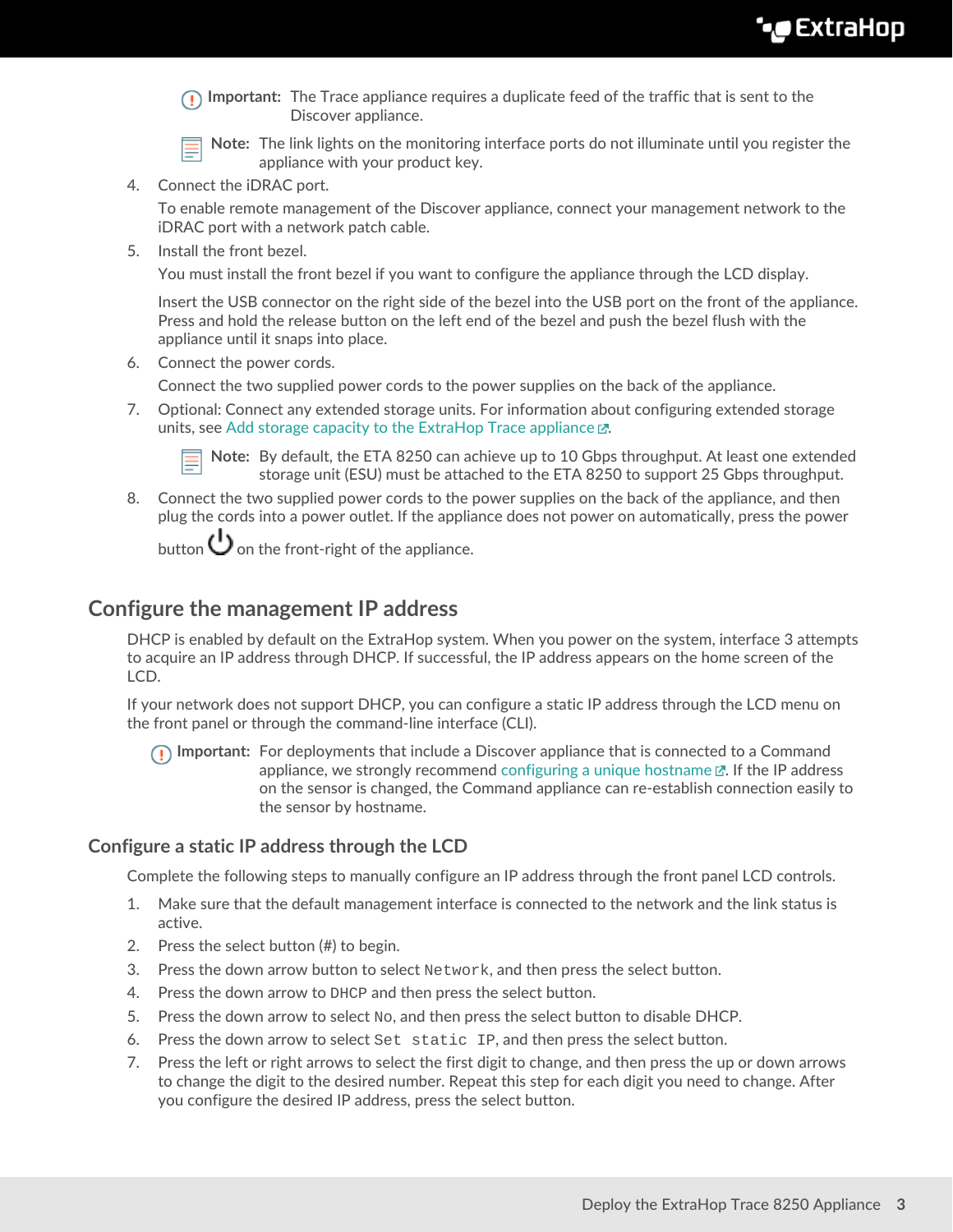**Important:** The Trace appliance requires a duplicate feed of the traffic that is sent to the Discover appliance.

**Note:** The link lights on the monitoring interface ports do not illuminate until you register the appliance with your product key.

4. Connect the iDRAC port.

   To enable remote management of the Discover appliance, connect your management network to the iDRAC port with a network patch cable.
5. Install the front bezel.

   You must install the front bezel if you want to configure the appliance through the LCD display.

   Insert the USB connector on the right side of the bezel into the USB port on the front of the appliance. Press and hold the release button on the left end of the bezel and push the bezel flush with the appliance until it snaps into place.
6. Connect the power cords.

   Connect the two supplied power cords to the power supplies on the back of the appliance.
7. Optional: Connect any extended storage units. For information about configuring extended storage units, see Add storage capacity to the ExtraHop Trace appliance.

   **Note:** By default, the ETA 8250 can achieve up to 10 Gbps throughput. At least one extended storage unit (ESU) must be attached to the ETA 8250 to support 25 Gbps throughput.
8. Connect the two supplied power cords to the power supplies on the back of the appliance, and then plug the cords into a power outlet. If the appliance does not power on automatically, press the power button ⏻ on the front-right of the appliance.

## Configure the management IP address

DHCP is enabled by default on the ExtraHop system. When you power on the system, interface 3 attempts to acquire an IP address through DHCP. If successful, the IP address appears on the home screen of the LCD.

If your network does not support DHCP, you can configure a static IP address through the LCD menu on the front panel or through the command-line interface (CLI).

**Important:** For deployments that include a Discover appliance that is connected to a Command appliance, we strongly recommend configuring a unique hostname. If the IP address on the sensor is changed, the Command appliance can re-establish connection easily to the sensor by hostname.

### Configure a static IP address through the LCD

Complete the following steps to manually configure an IP address through the front panel LCD controls.

1. Make sure that the default management interface is connected to the network and the link status is active.
2. Press the select button (#) to begin.
3. Press the down arrow button to select `Network`, and then press the select button.
4. Press the down arrow to `DHCP` and then press the select button.
5. Press the down arrow to select `No`, and then press the select button to disable DHCP.
6. Press the down arrow to select `Set static IP`, and then press the select button.
7. Press the left or right arrows to select the first digit to change, and then press the up or down arrows to change the digit to the desired number. Repeat this step for each digit you need to change. After you configure the desired IP address, press the select button.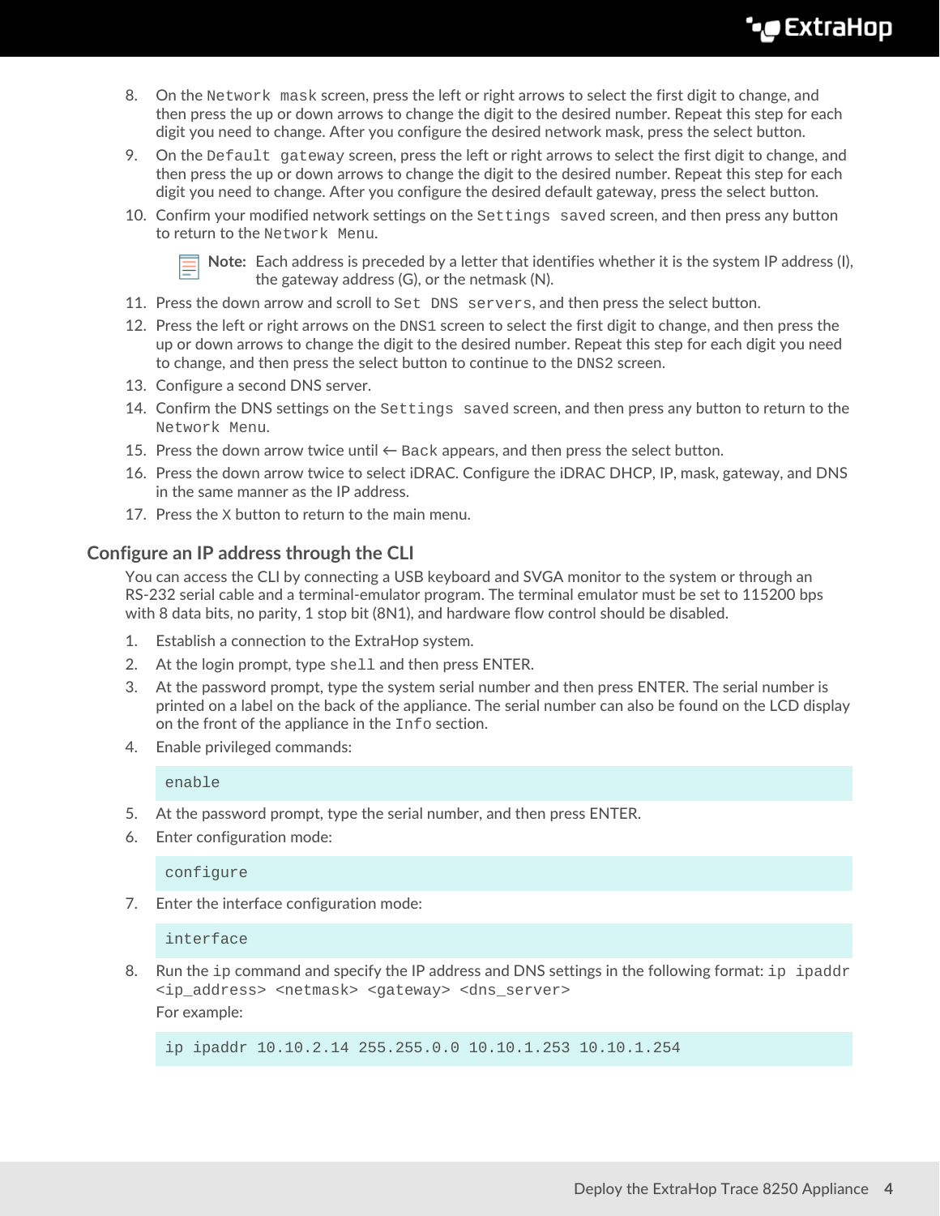8. On the `Network mask` screen, press the left or right arrows to select the first digit to change, and then press the up or down arrows to change the digit to the desired number. Repeat this step for each digit you need to change. After you configure the desired network mask, press the select button.
9. On the `Default gateway` screen, press the left or right arrows to select the first digit to change, and then press the up or down arrows to change the digit to the desired number. Repeat this step for each digit you need to change. After you configure the desired default gateway, press the select button.
10. Confirm your modified network settings on the `Settings saved` screen, and then press any button to return to the `Network Menu`.

    **Note:** Each address is preceded by a letter that identifies whether it is the system IP address (I), the gateway address (G), or the netmask (N).

11. Press the down arrow and scroll to `Set DNS servers`, and then press the select button.
12. Press the left or right arrows on the `DNS1` screen to select the first digit to change, and then press the up or down arrows to change the digit to the desired number. Repeat this step for each digit you need to change, and then press the select button to continue to the `DNS2` screen.
13. Configure a second DNS server.
14. Confirm the DNS settings on the `Settings saved` screen, and then press any button to return to the `Network Menu`.
15. Press the down arrow twice until `← Back` appears, and then press the select button.
16. Press the down arrow twice to select iDRAC. Configure the iDRAC DHCP, IP, mask, gateway, and DNS in the same manner as the IP address.
17. Press the `X` button to return to the main menu.

## Configure an IP address through the CLI

You can access the CLI by connecting a USB keyboard and SVGA monitor to the system or through an RS-232 serial cable and a terminal-emulator program. The terminal emulator must be set to 115200 bps with 8 data bits, no parity, 1 stop bit (8N1), and hardware flow control should be disabled.

1. Establish a connection to the ExtraHop system.
2. At the login prompt, type `shell` and then press ENTER.
3. At the password prompt, type the system serial number and then press ENTER. The serial number is printed on a label on the back of the appliance. The serial number can also be found on the LCD display on the front of the appliance in the `Info` section.
4. Enable privileged commands:

    ```
    enable
    ```

5. At the password prompt, type the serial number, and then press ENTER.
6. Enter configuration mode:

    ```
    configure
    ```

7. Enter the interface configuration mode:

    ```
    interface
    ```

8. Run the `ip` command and specify the IP address and DNS settings in the following format: `ip ipaddr <ip_address> <netmask> <gateway> <dns_server>`

    For example:

    ```
    ip ipaddr 10.10.2.14 255.255.0.0 10.10.1.253 10.10.1.254
    ```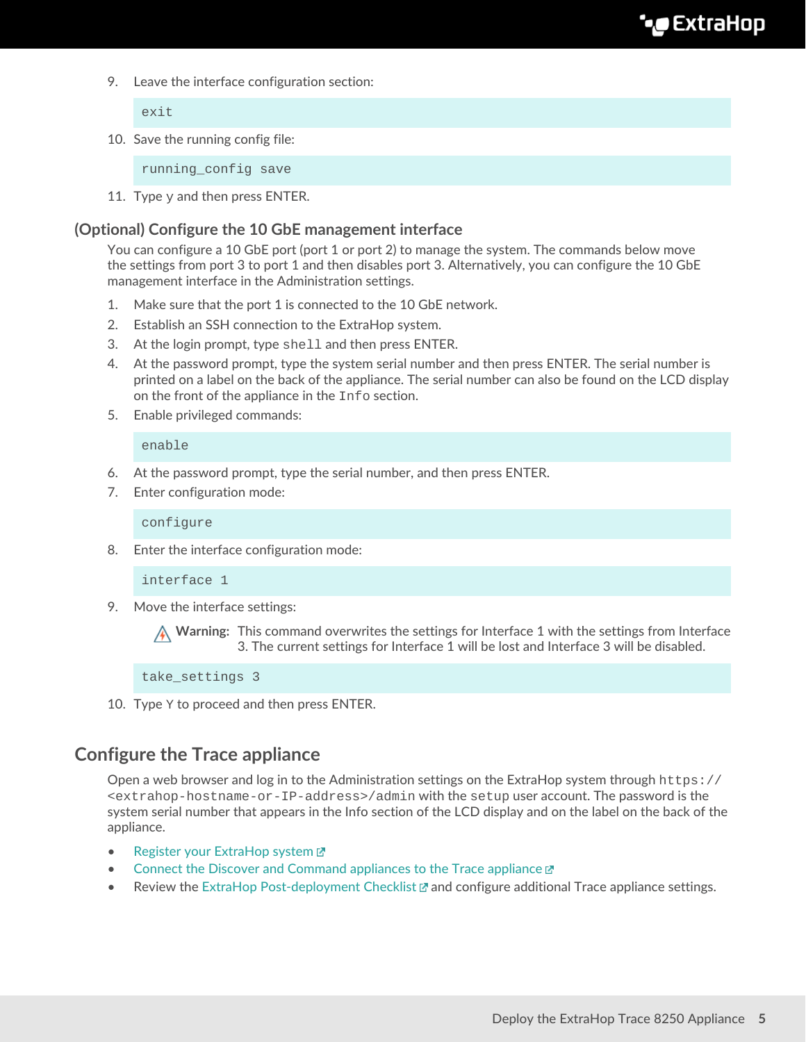9. Leave the interface configuration section:

```
exit
```

10. Save the running config file:

```
running_config save
```

11. Type `y` and then press ENTER.

### (Optional) Configure the 10 GbE management interface

You can configure a 10 GbE port (port 1 or port 2) to manage the system. The commands below move the settings from port 3 to port 1 and then disables port 3. Alternatively, you can configure the 10 GbE management interface in the Administration settings.

1. Make sure that the port 1 is connected to the 10 GbE network.
2. Establish an SSH connection to the ExtraHop system.
3. At the login prompt, type `shell` and then press ENTER.
4. At the password prompt, type the system serial number and then press ENTER. The serial number is printed on a label on the back of the appliance. The serial number can also be found on the LCD display on the front of the appliance in the `Info` section.
5. Enable privileged commands:

```
enable
```

6. At the password prompt, type the serial number, and then press ENTER.
7. Enter configuration mode:

```
configure
```

8. Enter the interface configuration mode:

```
interface 1
```

9. Move the interface settings:

   **Warning:** This command overwrites the settings for Interface 1 with the settings from Interface 3. The current settings for Interface 1 will be lost and Interface 3 will be disabled.

```
take_settings 3
```

10. Type `Y` to proceed and then press ENTER.

## Configure the Trace appliance

Open a web browser and log in to the Administration settings on the ExtraHop system through `https://<extrahop-hostname-or-IP-address>/admin` with the `setup` user account. The password is the system serial number that appears in the Info section of the LCD display and on the label on the back of the appliance.

- Register your ExtraHop system
- Connect the Discover and Command appliances to the Trace appliance
- Review the ExtraHop Post-deployment Checklist and configure additional Trace appliance settings.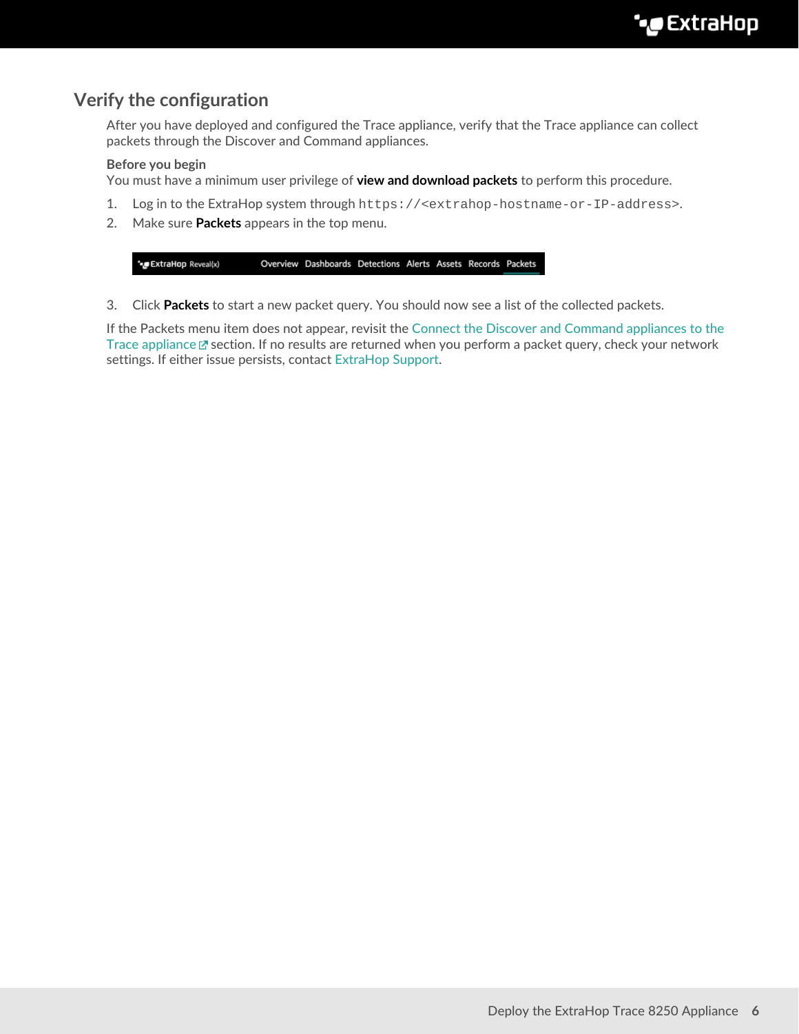## Verify the configuration

After you have deployed and configured the Trace appliance, verify that the Trace appliance can collect packets through the Discover and Command appliances.

**Before you begin**

You must have a minimum user privilege of **view and download packets** to perform this procedure.

1. Log in to the ExtraHop system through `https://<extrahop-hostname-or-IP-address>`.
2. Make sure **Packets** appears in the top menu.
3. Click **Packets** to start a new packet query. You should now see a list of the collected packets.

If the Packets menu item does not appear, revisit the Connect the Discover and Command appliances to the Trace appliance section. If no results are returned when you perform a packet query, check your network settings. If either issue persists, contact ExtraHop Support.